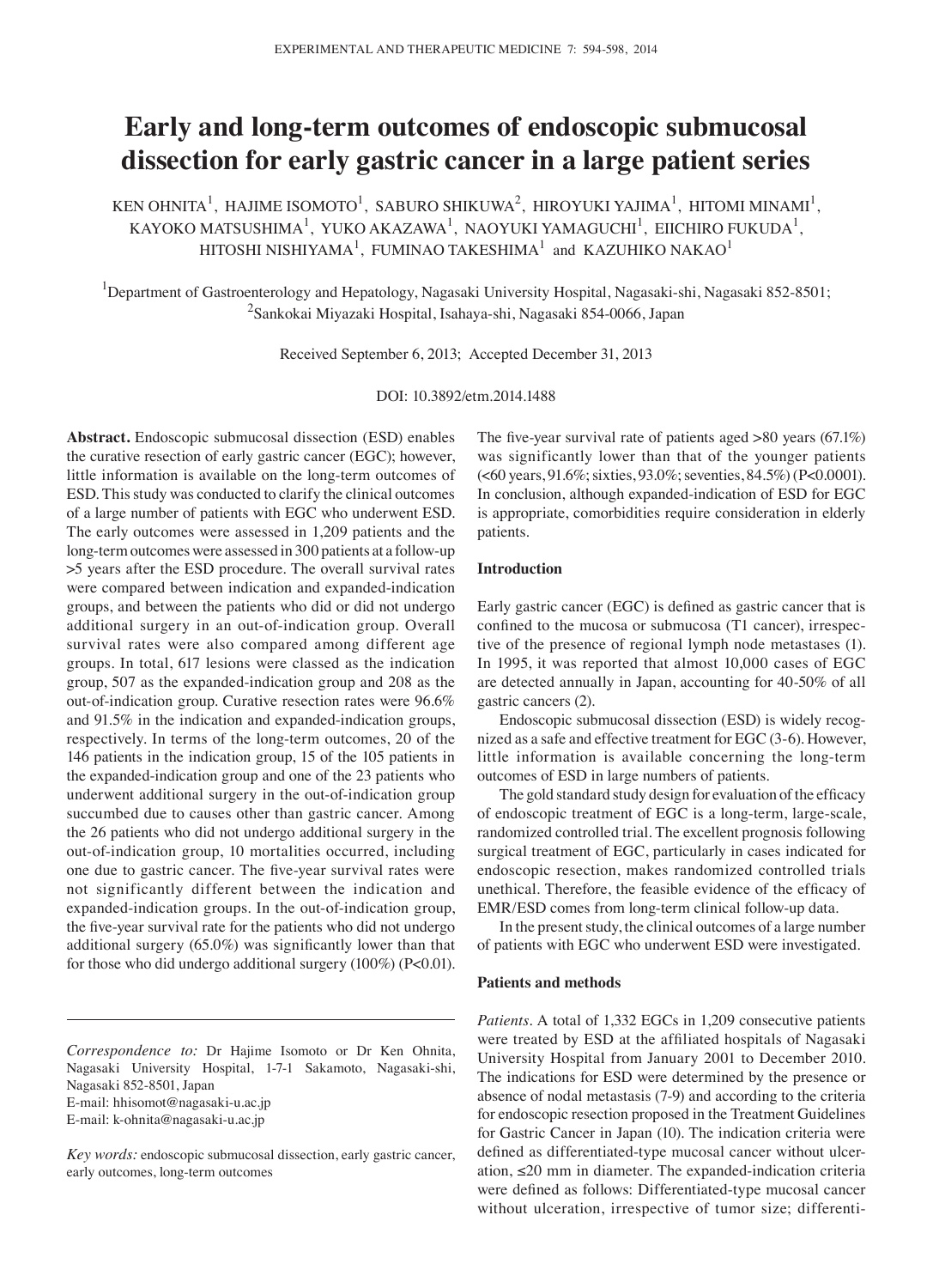# Early and long-term outcomes of endoscopic submucosal dissection for early gastric cancer in a large patient series

KEN OHNITA[1], HAJIME ISOMOTO[1], SABURO SHIKUWA[2], HIROYUKI YAJIMA[1], HITOMI MINAMI[1], KAYOKO MATSUSHIMA[1], YUKO AKAZAWA[1], NAOYUKI YAMAGUCHI[1], EIICHIRO FUKUDA[1], HITOSHI NISHIYAMA[1], FUMINAO TAKESHIMA[1] and KAZUHIKO NAKAO[1]

[1]Department of Gastroenterology and Hepatology, Nagasaki University Hospital, Nagasaki-shi, Nagasaki 852-8501; [2]Sankokai Miyazaki Hospital, Isahaya-shi, Nagasaki 854-0066, Japan

Received September 6, 2013; Accepted December 31, 2013

DOI: 10.3892/etm.2014.1488

**Abstract.** Endoscopic submucosal dissection (ESD) enables the curative resection of early gastric cancer (EGC); however, little information is available on the long-term outcomes of ESD. This study was conducted to clarify the clinical outcomes of a large number of patients with EGC who underwent ESD. The early outcomes were assessed in 1,209 patients and the long-term outcomes were assessed in 300 patients at a follow-up >5 years after the ESD procedure. The overall survival rates were compared between indication and expanded-indication groups, and between the patients who did or did not undergo additional surgery in an out-of-indication group. Overall survival rates were also compared among different age groups. In total, 617 lesions were classed as the indication group, 507 as the expanded-indication group and 208 as the out-of-indication group. Curative resection rates were 96.6% and 91.5% in the indication and expanded-indication groups, respectively. In terms of the long-term outcomes, 20 of the 146 patients in the indication group, 15 of the 105 patients in the expanded-indication group and one of the 23 patients who underwent additional surgery in the out-of-indication group succumbed due to causes other than gastric cancer. Among the 26 patients who did not undergo additional surgery in the out-of-indication group, 10 mortalities occurred, including one due to gastric cancer. The five-year survival rates were not significantly different between the indication and expanded-indication groups. In the out-of-indication group, the five-year survival rate for the patients who did not undergo additional surgery (65.0%) was significantly lower than that for those who did undergo additional surgery (100%) (P<0.01). The five-year survival rate of patients aged >80 years (67.1%) was significantly lower than that of the younger patients (<60 years, 91.6%; sixties, 93.0%; seventies, 84.5%) (P<0.0001). In conclusion, although expanded-indication of ESD for EGC is appropriate, comorbidities require consideration in elderly patients.

*Correspondence to:* Dr Hajime Isomoto or Dr Ken Ohnita, Nagasaki University Hospital, 1-7-1 Sakamoto, Nagasaki-shi, Nagasaki 852-8501, Japan
E-mail: hhisomot@nagasaki-u.ac.jp
E-mail: k-ohnita@nagasaki-u.ac.jp

*Key words:* endoscopic submucosal dissection, early gastric cancer, early outcomes, long-term outcomes

## Introduction

Early gastric cancer (EGC) is defined as gastric cancer that is confined to the mucosa or submucosa (T1 cancer), irrespective of the presence of regional lymph node metastases (1). In 1995, it was reported that almost 10,000 cases of EGC are detected annually in Japan, accounting for 40-50% of all gastric cancers (2).

Endoscopic submucosal dissection (ESD) is widely recognized as a safe and effective treatment for EGC (3-6). However, little information is available concerning the long-term outcomes of ESD in large numbers of patients.

The gold standard study design for evaluation of the efficacy of endoscopic treatment of EGC is a long-term, large-scale, randomized controlled trial. The excellent prognosis following surgical treatment of EGC, particularly in cases indicated for endoscopic resection, makes randomized controlled trials unethical. Therefore, the feasible evidence of the efficacy of EMR/ESD comes from long-term clinical follow-up data.

In the present study, the clinical outcomes of a large number of patients with EGC who underwent ESD were investigated.

## Patients and methods

*Patients.* A total of 1,332 EGCs in 1,209 consecutive patients were treated by ESD at the affiliated hospitals of Nagasaki University Hospital from January 2001 to December 2010. The indications for ESD were determined by the presence or absence of nodal metastasis (7-9) and according to the criteria for endoscopic resection proposed in the Treatment Guidelines for Gastric Cancer in Japan (10). The indication criteria were defined as differentiated-type mucosal cancer without ulceration, ≤20 mm in diameter. The expanded-indication criteria were defined as follows: Differentiated-type mucosal cancer without ulceration, irrespective of tumor size; differenti-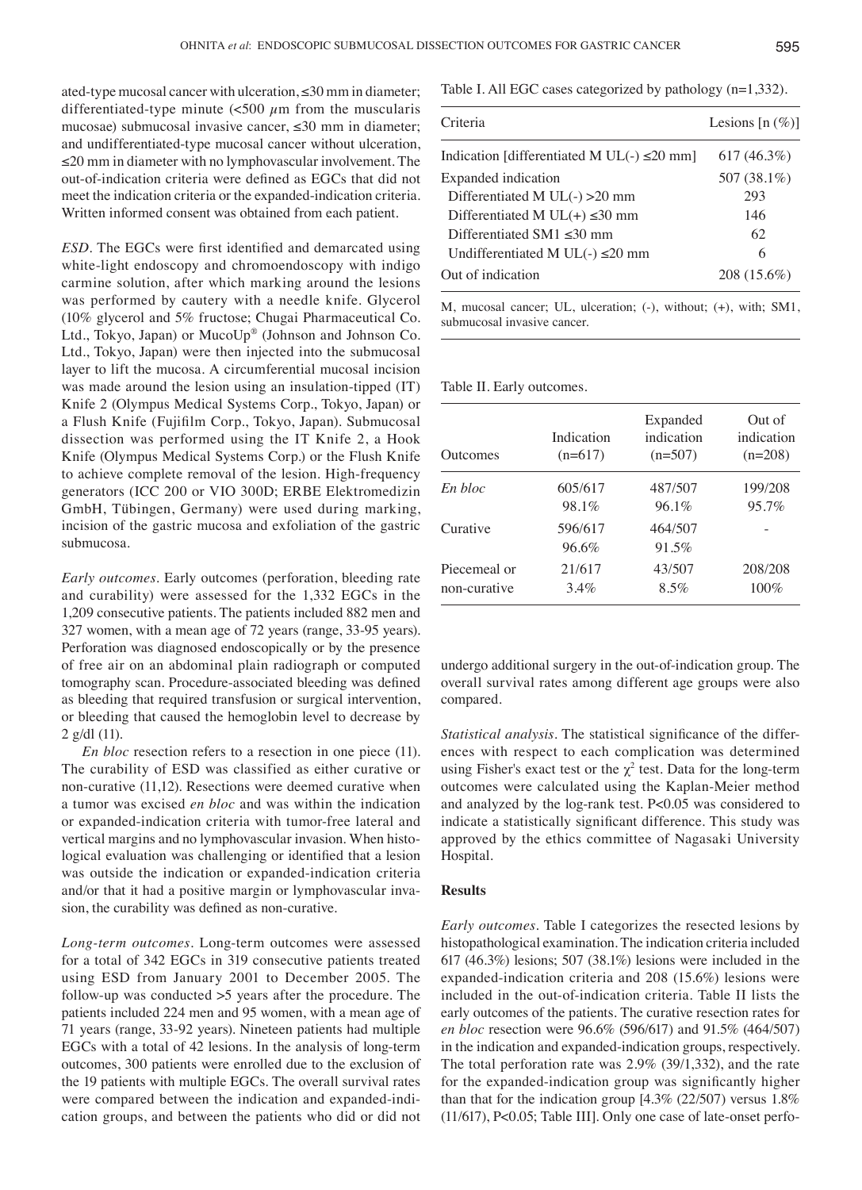ated-type mucosal cancer with ulceration, ≤30 mm in diameter; differentiated-type minute (<500 $\mu$m from the muscularis mucosae) submucosal invasive cancer, ≤30 mm in diameter; and undifferentiated-type mucosal cancer without ulceration, ≤20 mm in diameter with no lymphovascular involvement. The out-of-indication criteria were defined as EGCs that did not meet the indication criteria or the expanded-indication criteria. Written informed consent was obtained from each patient.

*ESD*. The EGCs were first identified and demarcated using white-light endoscopy and chromoendoscopy with indigo carmine solution, after which marking around the lesions was performed by cautery with a needle knife. Glycerol (10% glycerol and 5% fructose; Chugai Pharmaceutical Co. Ltd., Tokyo, Japan) or MucoUp® (Johnson and Johnson Co. Ltd., Tokyo, Japan) were then injected into the submucosal layer to lift the mucosa. A circumferential mucosal incision was made around the lesion using an insulation-tipped (IT) Knife 2 (Olympus Medical Systems Corp., Tokyo, Japan) or a Flush Knife (Fujifilm Corp., Tokyo, Japan). Submucosal dissection was performed using the IT Knife 2, a Hook Knife (Olympus Medical Systems Corp.) or the Flush Knife to achieve complete removal of the lesion. High-frequency generators (ICC 200 or VIO 300D; ERBE Elektromedizin GmbH, Tübingen, Germany) were used during marking, incision of the gastric mucosa and exfoliation of the gastric submucosa.

*Early outcomes*. Early outcomes (perforation, bleeding rate and curability) were assessed for the 1,332 EGCs in the 1,209 consecutive patients. The patients included 882 men and 327 women, with a mean age of 72 years (range, 33-95 years). Perforation was diagnosed endoscopically or by the presence of free air on an abdominal plain radiograph or computed tomography scan. Procedure-associated bleeding was defined as bleeding that required transfusion or surgical intervention, or bleeding that caused the hemoglobin level to decrease by 2 g/dl (11).

*En bloc* resection refers to a resection in one piece (11). The curability of ESD was classified as either curative or non-curative (11,12). Resections were deemed curative when a tumor was excised *en bloc* and was within the indication or expanded-indication criteria with tumor-free lateral and vertical margins and no lymphovascular invasion. When histological evaluation was challenging or identified that a lesion was outside the indication or expanded-indication criteria and/or that it had a positive margin or lymphovascular invasion, the curability was defined as non-curative.

*Long-term outcomes*. Long-term outcomes were assessed for a total of 342 EGCs in 319 consecutive patients treated using ESD from January 2001 to December 2005. The follow-up was conducted >5 years after the procedure. The patients included 224 men and 95 women, with a mean age of 71 years (range, 33-92 years). Nineteen patients had multiple EGCs with a total of 42 lesions. In the analysis of long-term outcomes, 300 patients were enrolled due to the exclusion of the 19 patients with multiple EGCs. The overall survival rates were compared between the indication and expanded-indication groups, and between the patients who did or did not undergo additional surgery in the out-of-indication group. The overall survival rates among different age groups were also compared.

Table I. All EGC cases categorized by pathology (n=1,332).

| Criteria | Lesions [n (%)] |
|---|---|
| Indication [differentiated M UL(-) ≤20 mm] | 617 (46.3%) |
| Expanded indication | 507 (38.1%) |
| Differentiated M UL(-) >20 mm | 293 |
| Differentiated M UL(+) ≤30 mm | 146 |
| Differentiated SM1 ≤30 mm | 62 |
| Undifferentiated M UL(-) ≤20 mm | 6 |
| Out of indication | 208 (15.6%) |

M, mucosal cancer; UL, ulceration; (-), without; (+), with; SM1, submucosal invasive cancer.

Table II. Early outcomes.

| Outcomes | Indication (n=617) | Expanded indication (n=507) | Out of indication (n=208) |
|---|---|---|---|
| *En bloc* | 605/617<br>98.1% | 487/507<br>96.1% | 199/208<br>95.7% |
| Curative | 596/617<br>96.6% | 464/507<br>91.5% | - |
| Piecemeal or non-curative | 21/617<br>3.4% | 43/507<br>8.5% | 208/208<br>100% |

*Statistical analysis*. The statistical significance of the differences with respect to each complication was determined using Fisher's exact test or the $\chi^2$ test. Data for the long-term outcomes were calculated using the Kaplan-Meier method and analyzed by the log-rank test. $P<0.05$ was considered to indicate a statistically significant difference. This study was approved by the ethics committee of Nagasaki University Hospital.

## Results

*Early outcomes*. Table I categorizes the resected lesions by histopathological examination. The indication criteria included 617 (46.3%) lesions; 507 (38.1%) lesions were included in the expanded-indication criteria and 208 (15.6%) lesions were included in the out-of-indication criteria. Table II lists the early outcomes of the patients. The curative resection rates for *en bloc* resection were 96.6% (596/617) and 91.5% (464/507) in the indication and expanded-indication groups, respectively. The total perforation rate was 2.9% (39/1,332), and the rate for the expanded-indication group was significantly higher than that for the indication group [4.3% (22/507) versus 1.8% (11/617), $P<0.05$; Table III]. Only one case of late-onset perfo-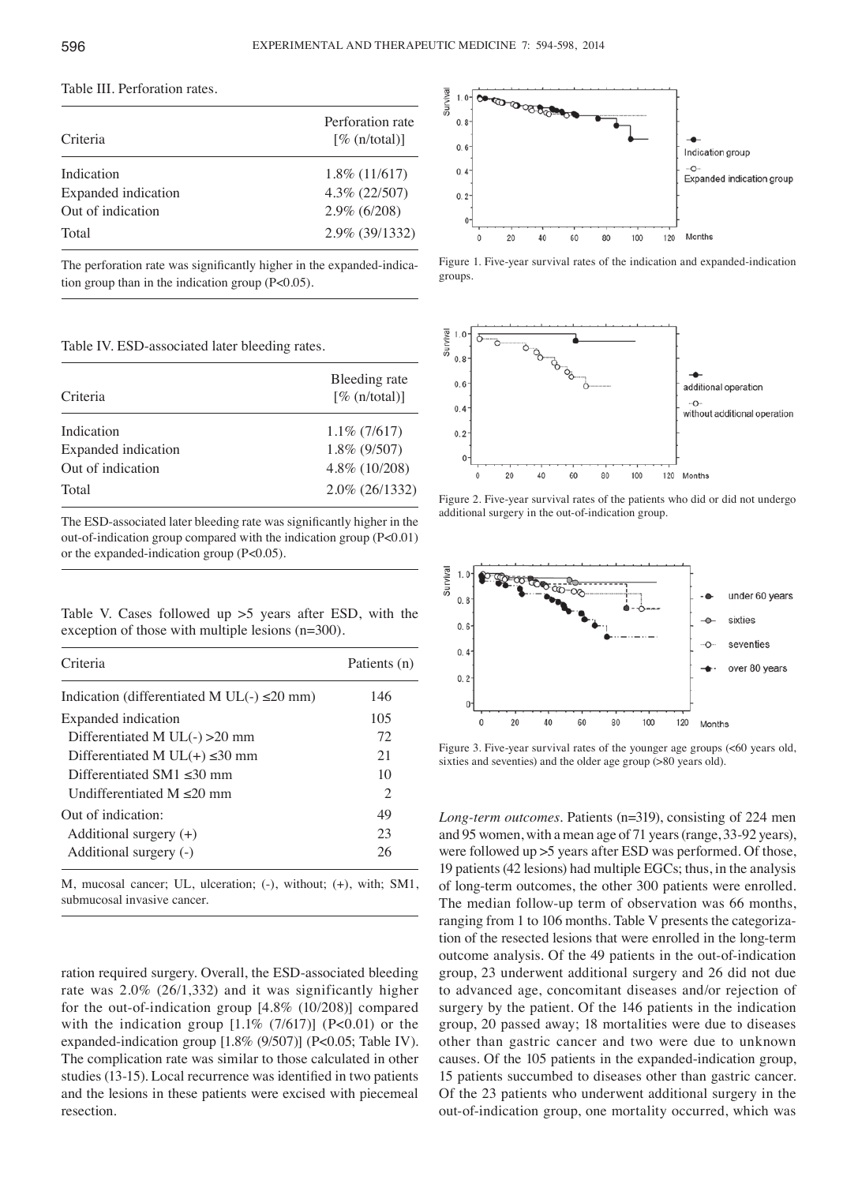Table III. Perforation rates.

| Criteria | Perforation rate [% (n/total)] |
|---|---|
| Indication | 1.8% (11/617) |
| Expanded indication | 4.3% (22/507) |
| Out of indication | 2.9% (6/208) |
| Total | 2.9% (39/1332) |

The perforation rate was significantly higher in the expanded-indication group than in the indication group (P<0.05).

Table IV. ESD-associated later bleeding rates.

| Criteria | Bleeding rate [% (n/total)] |
|---|---|
| Indication | 1.1% (7/617) |
| Expanded indication | 1.8% (9/507) |
| Out of indication | 4.8% (10/208) |
| Total | 2.0% (26/1332) |

The ESD-associated later bleeding rate was significantly higher in the out-of-indication group compared with the indication group (P<0.01) or the expanded-indication group (P<0.05).

Table V. Cases followed up >5 years after ESD, with the exception of those with multiple lesions (n=300).

| Criteria | Patients (n) |
|---|---|
| Indication (differentiated M UL(-) ≤20 mm) | 146 |
| Expanded indication | 105 |
| Differentiated M UL(-) >20 mm | 72 |
| Differentiated M UL(+) ≤30 mm | 21 |
| Differentiated SM1 ≤30 mm | 10 |
| Undifferentiated M ≤20 mm | 2 |
| Out of indication: | 49 |
| Additional surgery (+) | 23 |
| Additional surgery (-) | 26 |

M, mucosal cancer; UL, ulceration; (-), without; (+), with; SM1, submucosal invasive cancer.

ration required surgery. Overall, the ESD-associated bleeding rate was 2.0% (26/1,332) and it was significantly higher for the out-of-indication group [4.8% (10/208)] compared with the indication group [1.1% (7/617)] (P<0.01) or the expanded-indication group [1.8% (9/507)] (P<0.05; Table IV). The complication rate was similar to those calculated in other studies (13-15). Local recurrence was identified in two patients and the lesions in these patients were excised with piecemeal resection.

Figure 1. Five-year survival rates of the indication and expanded-indication groups.

Figure 2. Five-year survival rates of the patients who did or did not undergo additional surgery in the out-of-indication group.

Figure 3. Five-year survival rates of the younger age groups (<60 years old, sixties and seventies) and the older age group (>80 years old).

*Long-term outcomes.* Patients (n=319), consisting of 224 men and 95 women, with a mean age of 71 years (range, 33-92 years), were followed up >5 years after ESD was performed. Of those, 19 patients (42 lesions) had multiple EGCs; thus, in the analysis of long-term outcomes, the other 300 patients were enrolled. The median follow-up term of observation was 66 months, ranging from 1 to 106 months. Table V presents the categorization of the resected lesions that were enrolled in the long-term outcome analysis. Of the 49 patients in the out-of-indication group, 23 underwent additional surgery and 26 did not due to advanced age, concomitant diseases and/or rejection of surgery by the patient. Of the 146 patients in the indication group, 20 passed away; 18 mortalities were due to diseases other than gastric cancer and two were due to unknown causes. Of the 105 patients in the expanded-indication group, 15 patients succumbed to diseases other than gastric cancer. Of the 23 patients who underwent additional surgery in the out-of-indication group, one mortality occurred, which was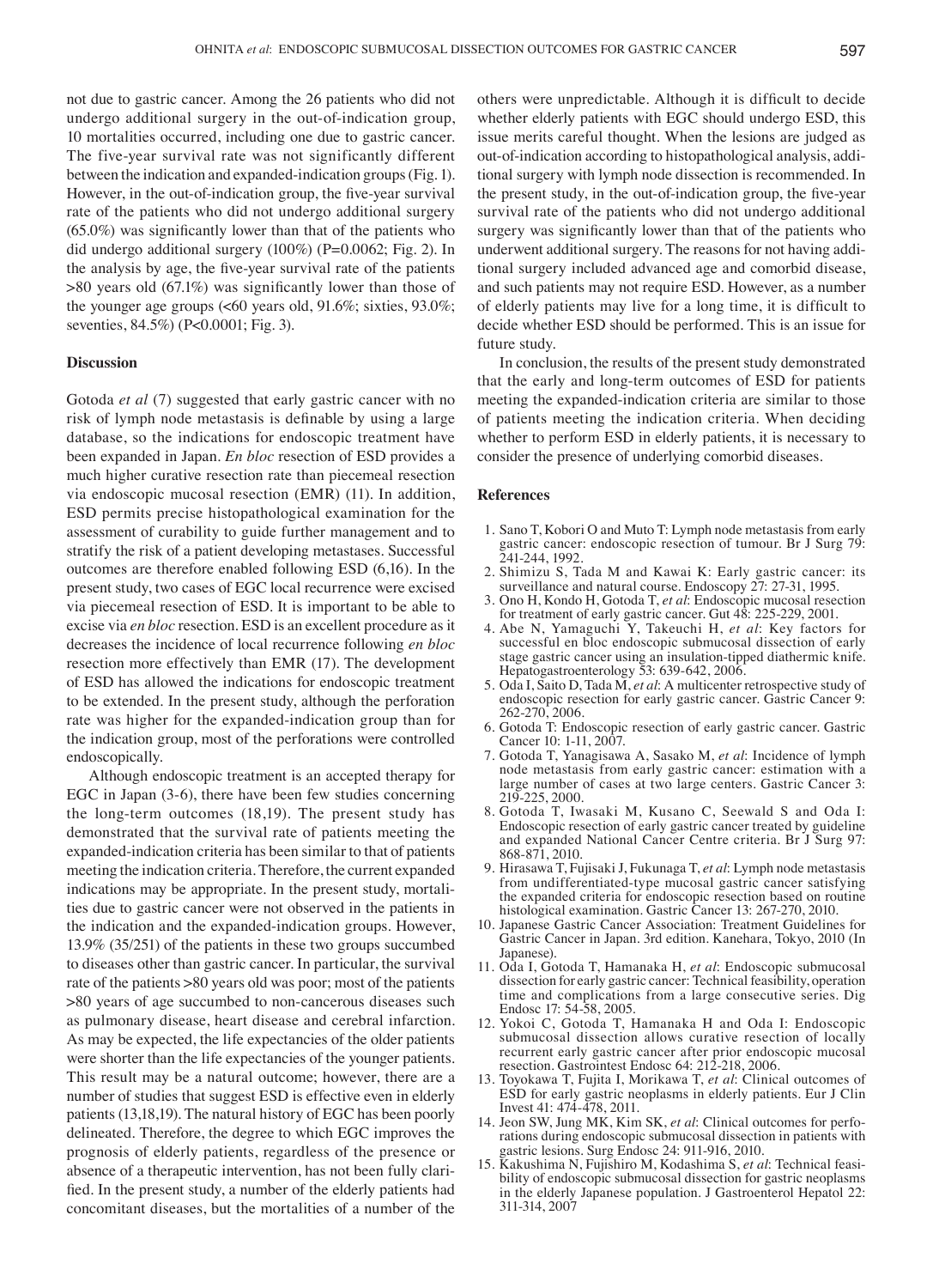not due to gastric cancer. Among the 26 patients who did not undergo additional surgery in the out-of-indication group, 10 mortalities occurred, including one due to gastric cancer. The five-year survival rate was not significantly different between the indication and expanded-indication groups (Fig. 1). However, in the out-of-indication group, the five-year survival rate of the patients who did not undergo additional surgery (65.0%) was significantly lower than that of the patients who did undergo additional surgery (100%) (P=0.0062; Fig. 2). In the analysis by age, the five-year survival rate of the patients >80 years old (67.1%) was significantly lower than those of the younger age groups (<60 years old, 91.6%; sixties, 93.0%; seventies, 84.5%) (P<0.0001; Fig. 3).

## Discussion

Gotoda *et al* (7) suggested that early gastric cancer with no risk of lymph node metastasis is definable by using a large database, so the indications for endoscopic treatment have been expanded in Japan. *En bloc* resection of ESD provides a much higher curative resection rate than piecemeal resection via endoscopic mucosal resection (EMR) (11). In addition, ESD permits precise histopathological examination for the assessment of curability to guide further management and to stratify the risk of a patient developing metastases. Successful outcomes are therefore enabled following ESD (6,16). In the present study, two cases of EGC local recurrence were excised via piecemeal resection of ESD. It is important to be able to excise via *en bloc* resection. ESD is an excellent procedure as it decreases the incidence of local recurrence following *en bloc* resection more effectively than EMR (17). The development of ESD has allowed the indications for endoscopic treatment to be extended. In the present study, although the perforation rate was higher for the expanded-indication group than for the indication group, most of the perforations were controlled endoscopically.

Although endoscopic treatment is an accepted therapy for EGC in Japan (3-6), there have been few studies concerning the long-term outcomes (18,19). The present study has demonstrated that the survival rate of patients meeting the expanded-indication criteria has been similar to that of patients meeting the indication criteria. Therefore, the current expanded indications may be appropriate. In the present study, mortalities due to gastric cancer were not observed in the patients in the indication and the expanded-indication groups. However, 13.9% (35/251) of the patients in these two groups succumbed to diseases other than gastric cancer. In particular, the survival rate of the patients >80 years old was poor; most of the patients >80 years of age succumbed to non-cancerous diseases such as pulmonary disease, heart disease and cerebral infarction. As may be expected, the life expectancies of the older patients were shorter than the life expectancies of the younger patients. This result may be a natural outcome; however, there are a number of studies that suggest ESD is effective even in elderly patients (13,18,19). The natural history of EGC has been poorly delineated. Therefore, the degree to which EGC improves the prognosis of elderly patients, regardless of the presence or absence of a therapeutic intervention, has not been fully clarified. In the present study, a number of the elderly patients had concomitant diseases, but the mortalities of a number of the others were unpredictable. Although it is difficult to decide whether elderly patients with EGC should undergo ESD, this issue merits careful thought. When the lesions are judged as out-of-indication according to histopathological analysis, additional surgery with lymph node dissection is recommended. In the present study, in the out-of-indication group, the five-year survival rate of the patients who did not undergo additional surgery was significantly lower than that of the patients who underwent additional surgery. The reasons for not having additional surgery included advanced age and comorbid disease, and such patients may not require ESD. However, as a number of elderly patients may live for a long time, it is difficult to decide whether ESD should be performed. This is an issue for future study.

In conclusion, the results of the present study demonstrated that the early and long-term outcomes of ESD for patients meeting the expanded-indication criteria are similar to those of patients meeting the indication criteria. When deciding whether to perform ESD in elderly patients, it is necessary to consider the presence of underlying comorbid diseases.

## References

1. Sano T, Kobori O and Muto T: Lymph node metastasis from early gastric cancer: endoscopic resection of tumour. Br J Surg 79: 241-244, 1992.
2. Shimizu S, Tada M and Kawai K: Early gastric cancer: its surveillance and natural course. Endoscopy 27: 27-31, 1995.
3. Ono H, Kondo H, Gotoda T, *et al*: Endoscopic mucosal resection for treatment of early gastric cancer. Gut 48: 225-229, 2001.
4. Abe N, Yamaguchi Y, Takeuchi H, *et al*: Key factors for successful en bloc endoscopic submucosal dissection of early stage gastric cancer using an insulation-tipped diathermic knife. Hepatogastroenterology 53: 639-642, 2006.
5. Oda I, Saito D, Tada M, *et al*: A multicenter retrospective study of endoscopic resection for early gastric cancer. Gastric Cancer 9: 262-270, 2006.
6. Gotoda T: Endoscopic resection of early gastric cancer. Gastric Cancer 10: 1-11, 2007.
7. Gotoda T, Yanagisawa A, Sasako M, *et al*: Incidence of lymph node metastasis from early gastric cancer: estimation with a large number of cases at two large centers. Gastric Cancer 3: 219-225, 2000.
8. Gotoda T, Iwasaki M, Kusano C, Seewald S and Oda I: Endoscopic resection of early gastric cancer treated by guideline and expanded National Cancer Centre criteria. Br J Surg 97: 868-871, 2010.
9. Hirasawa T, Fujisaki J, Fukunaga T, *et al*: Lymph node metastasis from undifferentiated-type mucosal gastric cancer satisfying the expanded criteria for endoscopic resection based on routine histological examination. Gastric Cancer 13: 267-270, 2010.
10. Japanese Gastric Cancer Association: Treatment Guidelines for Gastric Cancer in Japan. 3rd edition. Kanehara, Tokyo, 2010 (In Japanese).
11. Oda I, Gotoda T, Hamanaka H, *et al*: Endoscopic submucosal dissection for early gastric cancer: Technical feasibility, operation time and complications from a large consecutive series. Dig Endosc 17: 54-58, 2005.
12. Yokoi C, Gotoda T, Hamanaka H and Oda I: Endoscopic submucosal dissection allows curative resection of locally recurrent early gastric cancer after prior endoscopic mucosal resection. Gastrointest Endosc 64: 212-218, 2006.
13. Toyokawa T, Fujita I, Morikawa T, *et al*: Clinical outcomes of ESD for early gastric neoplasms in elderly patients. Eur J Clin Invest 41: 474-478, 2011.
14. Jeon SW, Jung MK, Kim SK, *et al*: Clinical outcomes for perforations during endoscopic submucosal dissection in patients with gastric lesions. Surg Endosc 24: 911-916, 2010.
15. Kakushima N, Fujishiro M, Kodashima S, *et al*: Technical feasibility of endoscopic submucosal dissection for gastric neoplasms in the elderly Japanese population. J Gastroenterol Hepatol 22: 311-314, 2007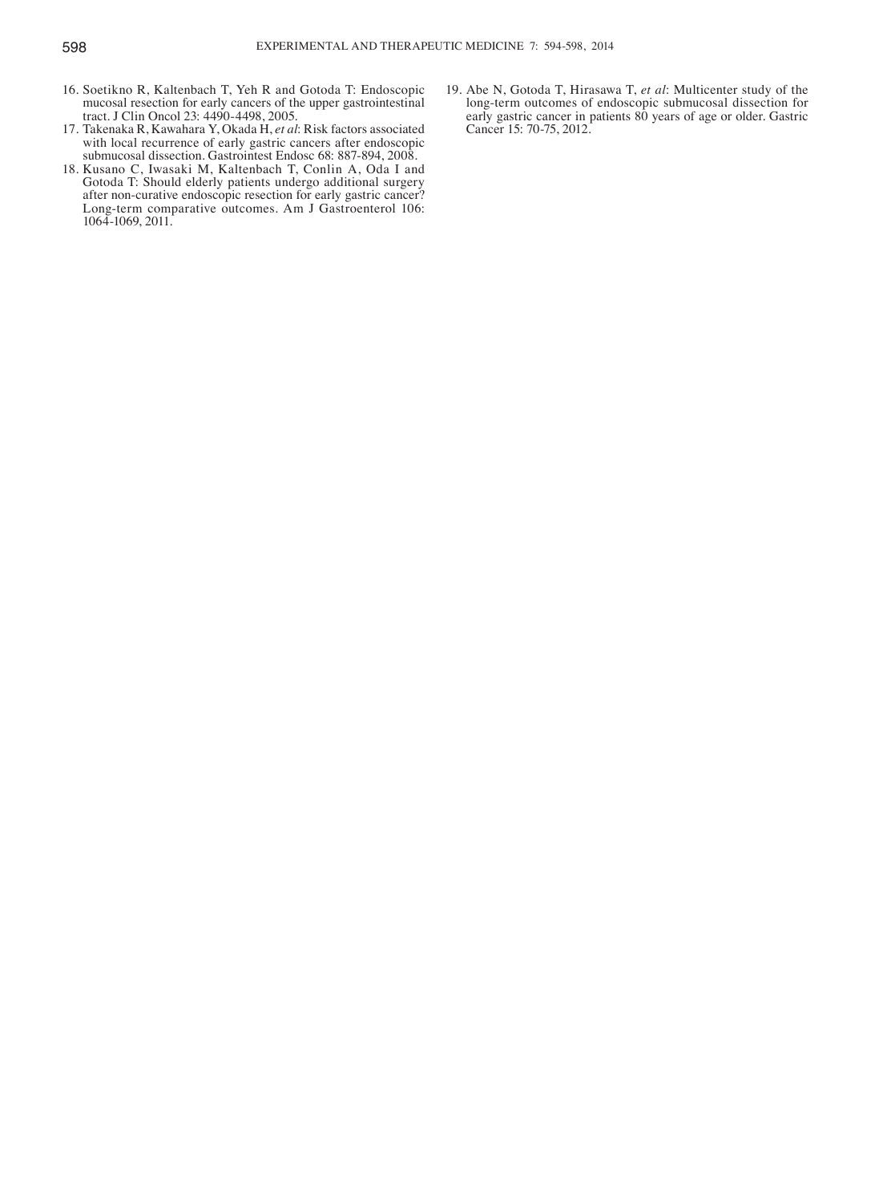16. Soetikno R, Kaltenbach T, Yeh R and Gotoda T: Endoscopic mucosal resection for early cancers of the upper gastrointestinal tract. J Clin Oncol 23: 4490-4498, 2005.
17. Takenaka R, Kawahara Y, Okada H, *et al*: Risk factors associated with local recurrence of early gastric cancers after endoscopic submucosal dissection. Gastrointest Endosc 68: 887-894, 2008.
18. Kusano C, Iwasaki M, Kaltenbach T, Conlin A, Oda I and Gotoda T: Should elderly patients undergo additional surgery after non-curative endoscopic resection for early gastric cancer? Long-term comparative outcomes. Am J Gastroenterol 106: 1064-1069, 2011.
19. Abe N, Gotoda T, Hirasawa T, *et al*: Multicenter study of the long-term outcomes of endoscopic submucosal dissection for early gastric cancer in patients 80 years of age or older. Gastric Cancer 15: 70-75, 2012.